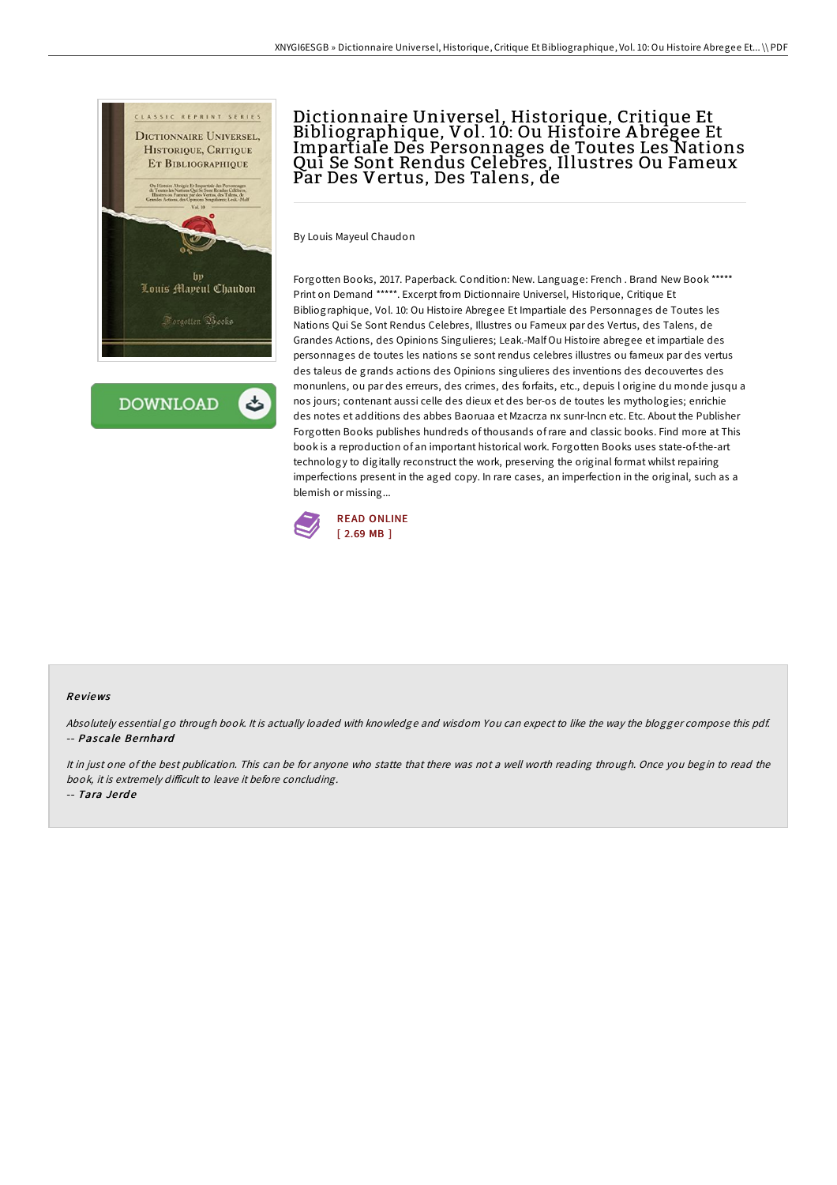# Dictionnaire Universel, Historique, Critique Et Bibliographique, Vol. 10: Ou Histoire Abregee Et Impartiale Des Personnages de Toutes Les Nations Qui Se Sont Rendus Celebres, Illustres Ou Fameux Par Des Vertus, Des Talens, de

By Louis Mayeul Chaudon

Forgotten Books, 2017. Paperback. Condition: New. Language: French . Brand New Book ***** Print on Demand *****. Excerpt from Dictionnaire Universel, Historique, Critique Et Bibliographique, Vol. 10: Ou Histoire Abregee Et Impartiale des Personnages de Toutes les Nations Qui Se Sont Rendus Celebres, Illustres ou Fameux par des Vertus, des Talens, de Grandes Actions, des Opinions Singulieres; Leak.-Malf Ou Histoire abregee et impartiale des personnages de toutes les nations se sont rendus celebres illustres ou fameux par des vertus des taleus de grands actions des Opinions singulieres des inventions des decouvertes des monunlens, ou par des erreurs, des crimes, des forfaits, etc., depuis l origine du monde jusqu a nos jours; contenant aussi celle des dieux et des ber-os de toutes les mythologies; enrichie des notes et additions des abbes Baoruaa et Mzacrza nx sunr-lncn etc. Etc. About the Publisher Forgotten Books publishes hundreds of thousands of rare and classic books. Find more at This book is a reproduction of an important historical work. Forgotten Books uses state-of-the-art technology to digitally reconstruct the work, preserving the original format whilst repairing imperfections present in the aged copy. In rare cases, an imperfection in the original, such as a blemish or missing...

DOWNLOAD

READ ONLINE
[ 2.69 MB ]

## Reviews

*Absolutely essential go through book. It is actually loaded with knowledge and wisdom You can expect to like the way the blogger compose this pdf.*
-- *Pascale Bernhard*

*It in just one of the best publication. This can be for anyone who statte that there was not a well worth reading through. Once you begin to read the book, it is extremely difficult to leave it before concluding.*
-- *Tara Jerde*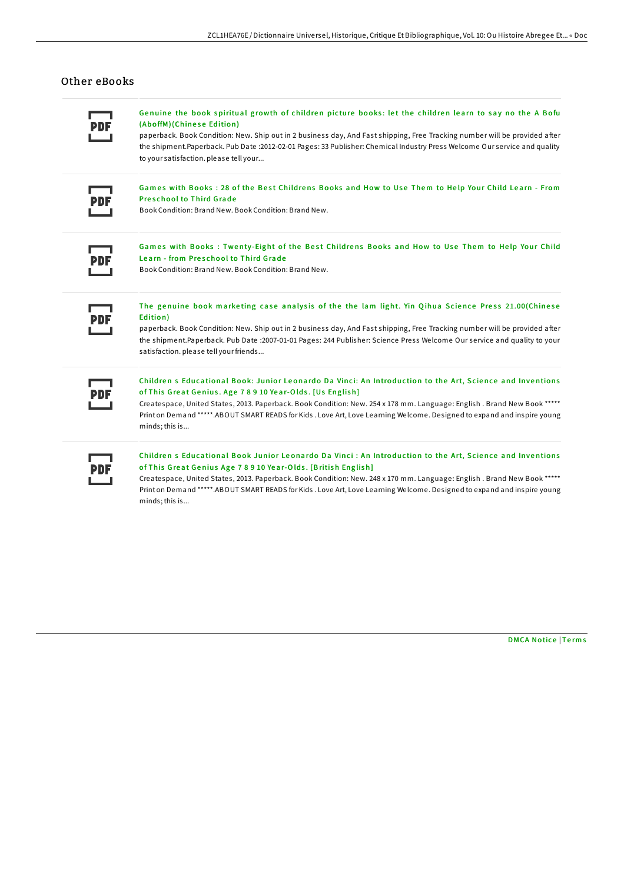## Other eBooks

**Genuine the book spiritual growth of children picture books: let the children learn to say no the A Bofu (AboffM)(Chinese Edition)**

paperback. Book Condition: New. Ship out in 2 business day, And Fast shipping, Free Tracking number will be provided after the shipment.Paperback. Pub Date :2012-02-01 Pages: 33 Publisher: Chemical Industry Press Welcome Our service and quality to your satisfaction. please tell your...

**Games with Books : 28 of the Best Childrens Books and How to Use Them to Help Your Child Learn - From Preschool to Third Grade**

Book Condition: Brand New. Book Condition: Brand New.

**Games with Books : Twenty-Eight of the Best Childrens Books and How to Use Them to Help Your Child Learn - from Preschool to Third Grade**

Book Condition: Brand New. Book Condition: Brand New.

**The genuine book marketing case analysis of the the lam light. Yin Qihua Science Press 21.00(Chinese Edition)**

paperback. Book Condition: New. Ship out in 2 business day, And Fast shipping, Free Tracking number will be provided after the shipment.Paperback. Pub Date :2007-01-01 Pages: 244 Publisher: Science Press Welcome Our service and quality to your satisfaction. please tell your friends...

**Children s Educational Book: Junior Leonardo Da Vinci: An Introduction to the Art, Science and Inventions of This Great Genius. Age 7 8 9 10 Year-Olds. [Us English]**

Createspace, United States, 2013. Paperback. Book Condition: New. 254 x 178 mm. Language: English . Brand New Book ***** Print on Demand *****.ABOUT SMART READS for Kids . Love Art, Love Learning Welcome. Designed to expand and inspire young minds; this is...

**Children s Educational Book Junior Leonardo Da Vinci : An Introduction to the Art, Science and Inventions of This Great Genius Age 7 8 9 10 Year-Olds. [British English]**

Createspace, United States, 2013. Paperback. Book Condition: New. 248 x 170 mm. Language: English . Brand New Book ***** Print on Demand *****.ABOUT SMART READS for Kids . Love Art, Love Learning Welcome. Designed to expand and inspire young minds; this is...